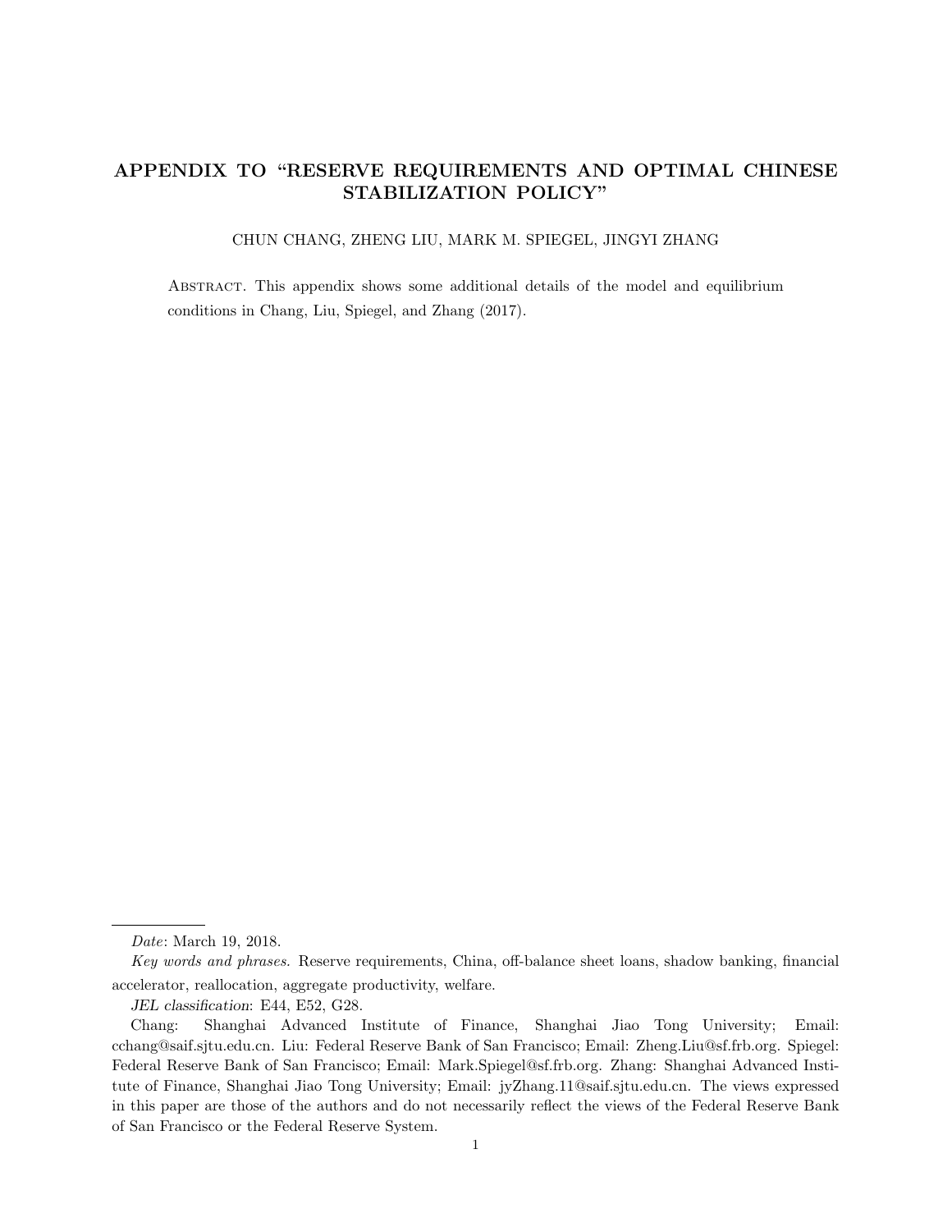# APPENDIX TO "RESERVE REQUIREMENTS AND OPTIMAL CHINESE STABILIZATION POLICY"

CHUN CHANG, ZHENG LIU, MARK M. SPIEGEL, JINGYI ZHANG

ABSTRACT. This appendix shows some additional details of the model and equilibrium conditions in Chang, Liu, Spiegel, and Zhang (2017).

---

*Date*: March 19, 2018.

*Key words and phrases.* Reserve requirements, China, off-balance sheet loans, shadow banking, financial accelerator, reallocation, aggregate productivity, welfare.

*JEL classification*: E44, E52, G28.

Chang: Shanghai Advanced Institute of Finance, Shanghai Jiao Tong University; Email: cchang@saif.sjtu.edu.cn. Liu: Federal Reserve Bank of San Francisco; Email: Zheng.Liu@sf.frb.org. Spiegel: Federal Reserve Bank of San Francisco; Email: Mark.Spiegel@sf.frb.org. Zhang: Shanghai Advanced Institute of Finance, Shanghai Jiao Tong University; Email: jyZhang.11@saif.sjtu.edu.cn. The views expressed in this paper are those of the authors and do not necessarily reflect the views of the Federal Reserve Bank of San Francisco or the Federal Reserve System.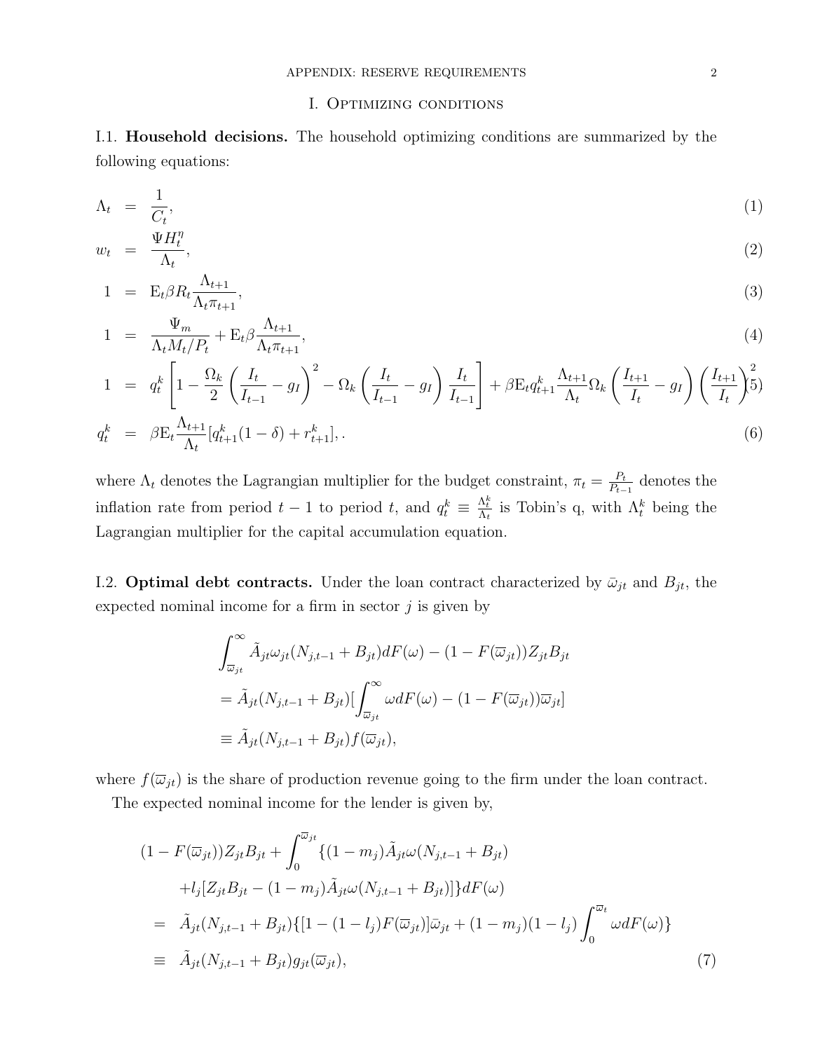## I. Optimizing conditions

**I.1. Household decisions.** The household optimizing conditions are summarized by the following equations:

$$\Lambda_t = \frac{1}{C_t}, \tag{1}$$

$$w_t = \frac{\Psi H_t^\eta}{\Lambda_t}, \tag{2}$$

$$1 = \mathrm{E}_t \beta R_t \frac{\Lambda_{t+1}}{\Lambda_t \pi_{t+1}}, \tag{3}$$

$$1 = \frac{\Psi_m}{\Lambda_t M_t / P_t} + \mathrm{E}_t \beta \frac{\Lambda_{t+1}}{\Lambda_t \pi_{t+1}}, \tag{4}$$

$$1 = q_t^k \left[ 1 - \frac{\Omega_k}{2} \left( \frac{I_t}{I_{t-1}} - g_I \right)^2 - \Omega_k \left( \frac{I_t}{I_{t-1}} - g_I \right) \frac{I_t}{I_{t-1}} \right] + \beta \mathrm{E}_t q_{t+1}^k \frac{\Lambda_{t+1}}{\Lambda_t} \Omega_k \left( \frac{I_{t+1}}{I_t} - g_I \right) \left( \frac{I_{t+1}}{I_t} \right)^2 \tag{5}$$

$$q_t^k = \beta \mathrm{E}_t \frac{\Lambda_{t+1}}{\Lambda_t} [q_{t+1}^k (1-\delta) + r_{t+1}^k], . \tag{6}$$

where $\Lambda_t$ denotes the Lagrangian multiplier for the budget constraint, $\pi_t = \frac{P_t}{P_{t-1}}$ denotes the inflation rate from period $t-1$ to period $t$, and $q_t^k \equiv \frac{\Lambda_t^k}{\Lambda_t}$ is Tobin's q, with $\Lambda_t^k$ being the Lagrangian multiplier for the capital accumulation equation.

**I.2. Optimal debt contracts.** Under the loan contract characterized by $\bar{\omega}_{jt}$ and $B_{jt}$, the expected nominal income for a firm in sector $j$ is given by

$$\begin{aligned}
&\int_{\overline{\omega}_{jt}}^{\infty} \tilde{A}_{jt} \omega_{jt} (N_{j,t-1} + B_{jt}) dF(\omega) - (1 - F(\overline{\omega}_{jt})) Z_{jt} B_{jt} \\
&= \tilde{A}_{jt} (N_{j,t-1} + B_{jt}) [\int_{\overline{\omega}_{jt}}^{\infty} \omega dF(\omega) - (1 - F(\overline{\omega}_{jt})) \overline{\omega}_{jt}] \\
&\equiv \tilde{A}_{jt} (N_{j,t-1} + B_{jt}) f(\overline{\omega}_{jt}),
\end{aligned}$$

where $f(\overline{\omega}_{jt})$ is the share of production revenue going to the firm under the loan contract.

The expected nominal income for the lender is given by,

$$\begin{aligned}
&(1 - F(\overline{\omega}_{jt})) Z_{jt} B_{jt} + \int_0^{\overline{\omega}_{jt}} \{ (1 - m_j) \tilde{A}_{jt} \omega (N_{j,t-1} + B_{jt}) \\
&\quad + l_j [Z_{jt} B_{jt} - (1 - m_j) \tilde{A}_{jt} \omega (N_{j,t-1} + B_{jt})] \} dF(\omega) \\
&= \tilde{A}_{jt} (N_{j,t-1} + B_{jt}) \{ [1 - (1 - l_j) F(\overline{\omega}_{jt})] \bar{\omega}_{jt} + (1 - m_j)(1 - l_j) \int_0^{\overline{\omega}_t} \omega dF(\omega) \} \\
&\equiv \tilde{A}_{jt} (N_{j,t-1} + B_{jt}) g_{jt} (\overline{\omega}_{jt}),
\end{aligned} \tag{7}$$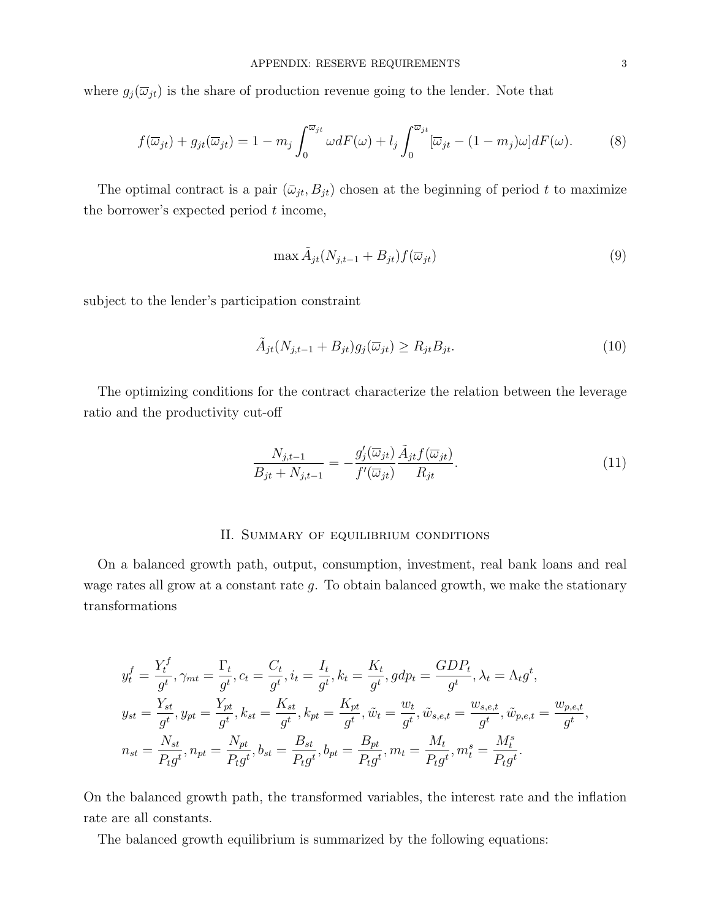where $g_j(\overline{\omega}_{jt})$ is the share of production revenue going to the lender. Note that

$$f(\overline{\omega}_{jt}) + g_{jt}(\overline{\omega}_{jt}) = 1 - m_j \int_0^{\overline{\omega}_{jt}} \omega dF(\omega) + l_j \int_0^{\overline{\omega}_{jt}} [\overline{\omega}_{jt} - (1 - m_j)\omega] dF(\omega). \tag{8}$$

The optimal contract is a pair $(\bar{\omega}_{jt}, B_{jt})$ chosen at the beginning of period $t$ to maximize the borrower's expected period $t$ income,

$$\max \tilde{A}_{jt}(N_{j,t-1} + B_{jt}) f(\overline{\omega}_{jt}) \tag{9}$$

subject to the lender's participation constraint

$$\tilde{A}_{jt}(N_{j,t-1} + B_{jt}) g_j(\overline{\omega}_{jt}) \geq R_{jt} B_{jt}. \tag{10}$$

The optimizing conditions for the contract characterize the relation between the leverage ratio and the productivity cut-off

$$\frac{N_{j,t-1}}{B_{jt} + N_{j,t-1}} = -\frac{g_j'(\overline{\omega}_{jt})}{f'(\overline{\omega}_{jt})} \frac{\tilde{A}_{jt} f(\overline{\omega}_{jt})}{R_{jt}}. \tag{11}$$

## II. Summary of equilibrium conditions

On a balanced growth path, output, consumption, investment, real bank loans and real wage rates all grow at a constant rate $g$. To obtain balanced growth, we make the stationary transformations

$$y_t^f = \frac{Y_t^f}{g^t}, \gamma_{mt} = \frac{\Gamma_t}{g^t}, c_t = \frac{C_t}{g^t}, i_t = \frac{I_t}{g^t}, k_t = \frac{K_t}{g^t}, gdp_t = \frac{GDP_t}{g^t}, \lambda_t = \Lambda_t g^t,$$

$$y_{st} = \frac{Y_{st}}{g^t}, y_{pt} = \frac{Y_{pt}}{g^t}, k_{st} = \frac{K_{st}}{g^t}, k_{pt} = \frac{K_{pt}}{g^t}, \tilde{w}_t = \frac{w_t}{g^t}, \tilde{w}_{s,e,t} = \frac{w_{s,e,t}}{g^t}, \tilde{w}_{p,e,t} = \frac{w_{p,e,t}}{g^t},$$

$$n_{st} = \frac{N_{st}}{P_t g^t}, n_{pt} = \frac{N_{pt}}{P_t g^t}, b_{st} = \frac{B_{st}}{P_t g^t}, b_{pt} = \frac{B_{pt}}{P_t g^t}, m_t = \frac{M_t}{P_t g^t}, m_t^s = \frac{M_t^s}{P_t g^t}.$$

On the balanced growth path, the transformed variables, the interest rate and the inflation rate are all constants.

The balanced growth equilibrium is summarized by the following equations: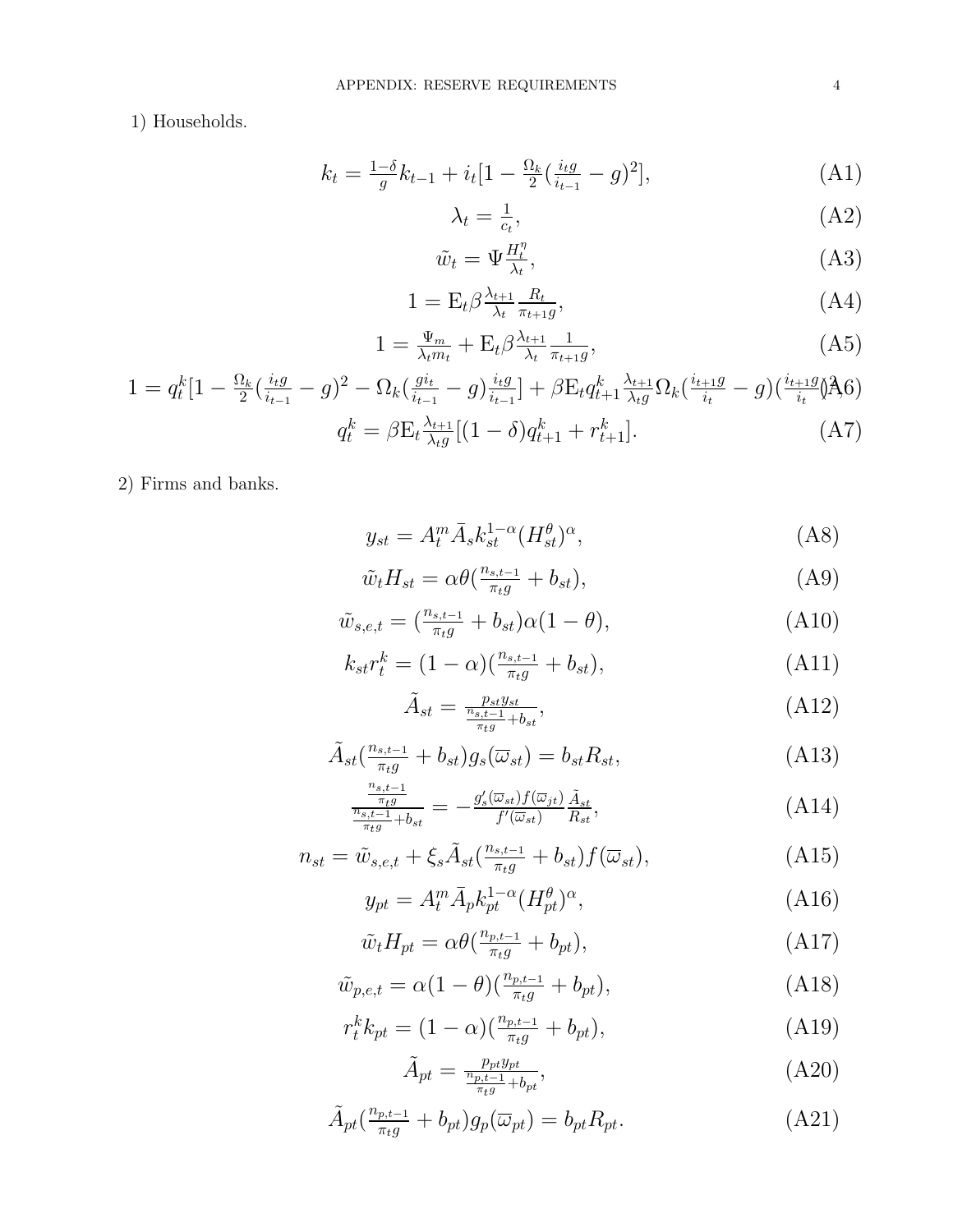1) Households.

$$k_t = \tfrac{1-\delta}{g}k_{t-1} + i_t[1 - \tfrac{\Omega_k}{2}(\tfrac{i_t g}{i_{t-1}} - g)^2], \tag{A1}$$

$$\lambda_t = \tfrac{1}{c_t}, \tag{A2}$$

$$\tilde{w}_t = \Psi \tfrac{H_t^\eta}{\lambda_t}, \tag{A3}$$

$$1 = \mathrm{E}_t \beta \tfrac{\lambda_{t+1}}{\lambda_t} \tfrac{R_t}{\pi_{t+1} g}, \tag{A4}$$

$$1 = \tfrac{\Psi_m}{\lambda_t m_t} + \mathrm{E}_t \beta \tfrac{\lambda_{t+1}}{\lambda_t} \tfrac{1}{\pi_{t+1} g}, \tag{A5}$$

$$1 = q_t^k[1 - \tfrac{\Omega_k}{2}(\tfrac{i_t g}{i_{t-1}} - g)^2 - \Omega_k(\tfrac{g i_t}{i_{t-1}} - g)\tfrac{i_t g}{i_{t-1}}] + \beta \mathrm{E}_t q_{t+1}^k \tfrac{\lambda_{t+1}}{\lambda_t g}\Omega_k(\tfrac{i_{t+1} g}{i_t} - g)(\tfrac{i_{t+1} g}{i_t})^2, \tag{A6}$$

$$q_t^k = \beta \mathrm{E}_t \tfrac{\lambda_{t+1}}{\lambda_t g}[(1-\delta)q_{t+1}^k + r_{t+1}^k]. \tag{A7}$$

2) Firms and banks.

$$y_{st} = A_t^m \bar{A}_s k_{st}^{1-\alpha}(H_{st}^\theta)^\alpha, \tag{A8}$$

$$\tilde{w}_t H_{st} = \alpha\theta(\tfrac{n_{s,t-1}}{\pi_t g} + b_{st}), \tag{A9}$$

$$\tilde{w}_{s,e,t} = (\tfrac{n_{s,t-1}}{\pi_t g} + b_{st})\alpha(1-\theta), \tag{A10}$$

$$k_{st} r_t^k = (1-\alpha)(\tfrac{n_{s,t-1}}{\pi_t g} + b_{st}), \tag{A11}$$

$$\tilde{A}_{st} = \tfrac{p_{st} y_{st}}{\frac{n_{s,t-1}}{\pi_t g} + b_{st}}, \tag{A12}$$

$$\tilde{A}_{st}(\tfrac{n_{s,t-1}}{\pi_t g} + b_{st}) g_s(\overline{\omega}_{st}) = b_{st} R_{st}, \tag{A13}$$

$$\frac{\frac{n_{s,t-1}}{\pi_t g}}{\frac{n_{s,t-1}}{\pi_t g} + b_{st}} = -\frac{g_s'(\overline{\omega}_{st}) f(\overline{\omega}_{jt})}{f'(\overline{\omega}_{st})} \frac{\tilde{A}_{st}}{R_{st}}, \tag{A14}$$

$$n_{st} = \tilde{w}_{s,e,t} + \xi_s \tilde{A}_{st}(\tfrac{n_{s,t-1}}{\pi_t g} + b_{st}) f(\overline{\omega}_{st}), \tag{A15}$$

$$y_{pt} = A_t^m \bar{A}_p k_{pt}^{1-\alpha}(H_{pt}^\theta)^\alpha, \tag{A16}$$

$$\tilde{w}_t H_{pt} = \alpha\theta(\tfrac{n_{p,t-1}}{\pi_t g} + b_{pt}), \tag{A17}$$

$$\tilde{w}_{p,e,t} = \alpha(1-\theta)(\tfrac{n_{p,t-1}}{\pi_t g} + b_{pt}), \tag{A18}$$

$$r_t^k k_{pt} = (1-\alpha)(\tfrac{n_{p,t-1}}{\pi_t g} + b_{pt}), \tag{A19}$$

$$\tilde{A}_{pt} = \tfrac{p_{pt} y_{pt}}{\frac{n_{p,t-1}}{\pi_t g} + b_{pt}}, \tag{A20}$$

$$\tilde{A}_{pt}(\tfrac{n_{p,t-1}}{\pi_t g} + b_{pt}) g_p(\overline{\omega}_{pt}) = b_{pt} R_{pt}. \tag{A21}$$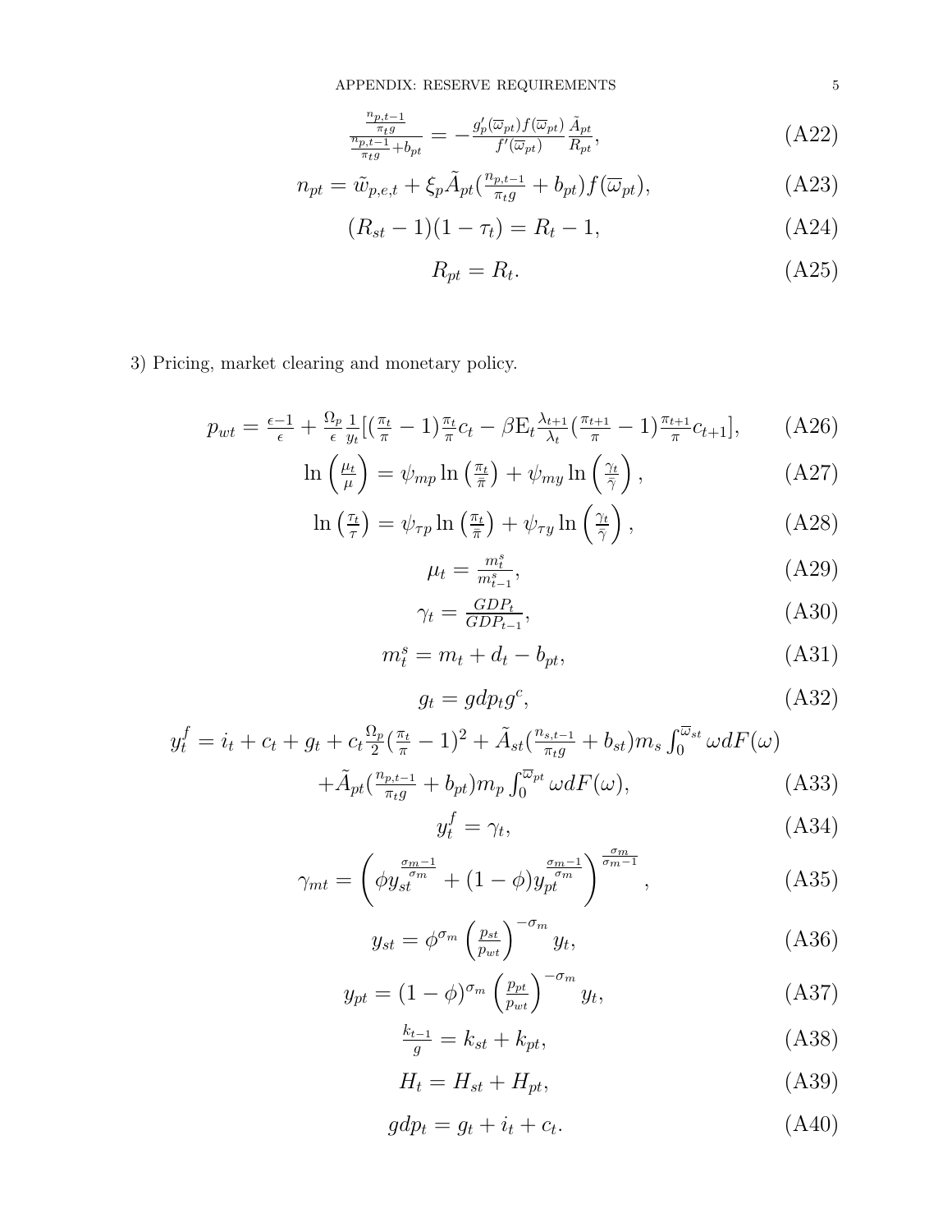$$\frac{\frac{n_{p,t-1}}{\pi_t g}}{\frac{n_{p,t-1}}{\pi_t g}+b_{pt}} = -\frac{g_p'(\overline{\omega}_{pt})f(\overline{\omega}_{pt})}{f'(\overline{\omega}_{pt})}\frac{\tilde{A}_{pt}}{R_{pt}}, \tag{A22}$$

$$n_{pt} = \tilde{w}_{p,e,t} + \xi_p \tilde{A}_{pt}(\frac{n_{p,t-1}}{\pi_t g} + b_{pt})f(\overline{\omega}_{pt}), \tag{A23}$$

$$(R_{st} - 1)(1 - \tau_t) = R_t - 1, \tag{A24}$$

$$R_{pt} = R_t. \tag{A25}$$

3) Pricing, market clearing and monetary policy.

$$p_{wt} = \frac{\epsilon - 1}{\epsilon} + \frac{\Omega_p}{\epsilon}\frac{1}{y_t}[(\frac{\pi_t}{\pi} - 1)\frac{\pi_t}{\pi}c_t - \beta \mathrm{E}_t \frac{\lambda_{t+1}}{\lambda_t}(\frac{\pi_{t+1}}{\pi} - 1)\frac{\pi_{t+1}}{\pi}c_{t+1}], \tag{A26}$$

$$\ln\left(\frac{\mu_t}{\mu}\right) = \psi_{mp}\ln\left(\frac{\pi_t}{\bar{\pi}}\right) + \psi_{my}\ln\left(\frac{\gamma_t}{\bar{\gamma}}\right), \tag{A27}$$

$$\ln\left(\frac{\tau_t}{\tau}\right) = \psi_{\tau p}\ln\left(\frac{\pi_t}{\bar{\pi}}\right) + \psi_{\tau y}\ln\left(\frac{\gamma_t}{\bar{\gamma}}\right), \tag{A28}$$

$$\mu_t = \frac{m_t^s}{m_{t-1}^s}, \tag{A29}$$

$$\gamma_t = \frac{GDP_t}{GDP_{t-1}}, \tag{A30}$$

$$m_t^s = m_t + d_t - b_{pt}, \tag{A31}$$

$$g_t = gdp_t g^c, \tag{A32}$$

$$y_t^f = i_t + c_t + g_t + c_t\frac{\Omega_p}{2}(\frac{\pi_t}{\pi} - 1)^2 + \tilde{A}_{st}(\frac{n_{s,t-1}}{\pi_t g} + b_{st})m_s\int_0^{\overline{\omega}_{st}}\omega dF(\omega)$$
$$+\tilde{A}_{pt}(\frac{n_{p,t-1}}{\pi_t g} + b_{pt})m_p\int_0^{\overline{\omega}_{pt}}\omega dF(\omega), \tag{A33}$$

$$y_t^f = \gamma_t, \tag{A34}$$

$$\gamma_{mt} = \left(\phi y_{st}^{\frac{\sigma_m - 1}{\sigma_m}} + (1-\phi)y_{pt}^{\frac{\sigma_m - 1}{\sigma_m}}\right)^{\frac{\sigma_m}{\sigma_m - 1}}, \tag{A35}$$

$$y_{st} = \phi^{\sigma_m}\left(\frac{p_{st}}{p_{wt}}\right)^{-\sigma_m} y_t, \tag{A36}$$

$$y_{pt} = (1-\phi)^{\sigma_m}\left(\frac{p_{pt}}{p_{wt}}\right)^{-\sigma_m} y_t, \tag{A37}$$

$$\frac{k_{t-1}}{g} = k_{st} + k_{pt}, \tag{A38}$$

$$H_t = H_{st} + H_{pt}, \tag{A39}$$

$$gdp_t = g_t + i_t + c_t. \tag{A40}$$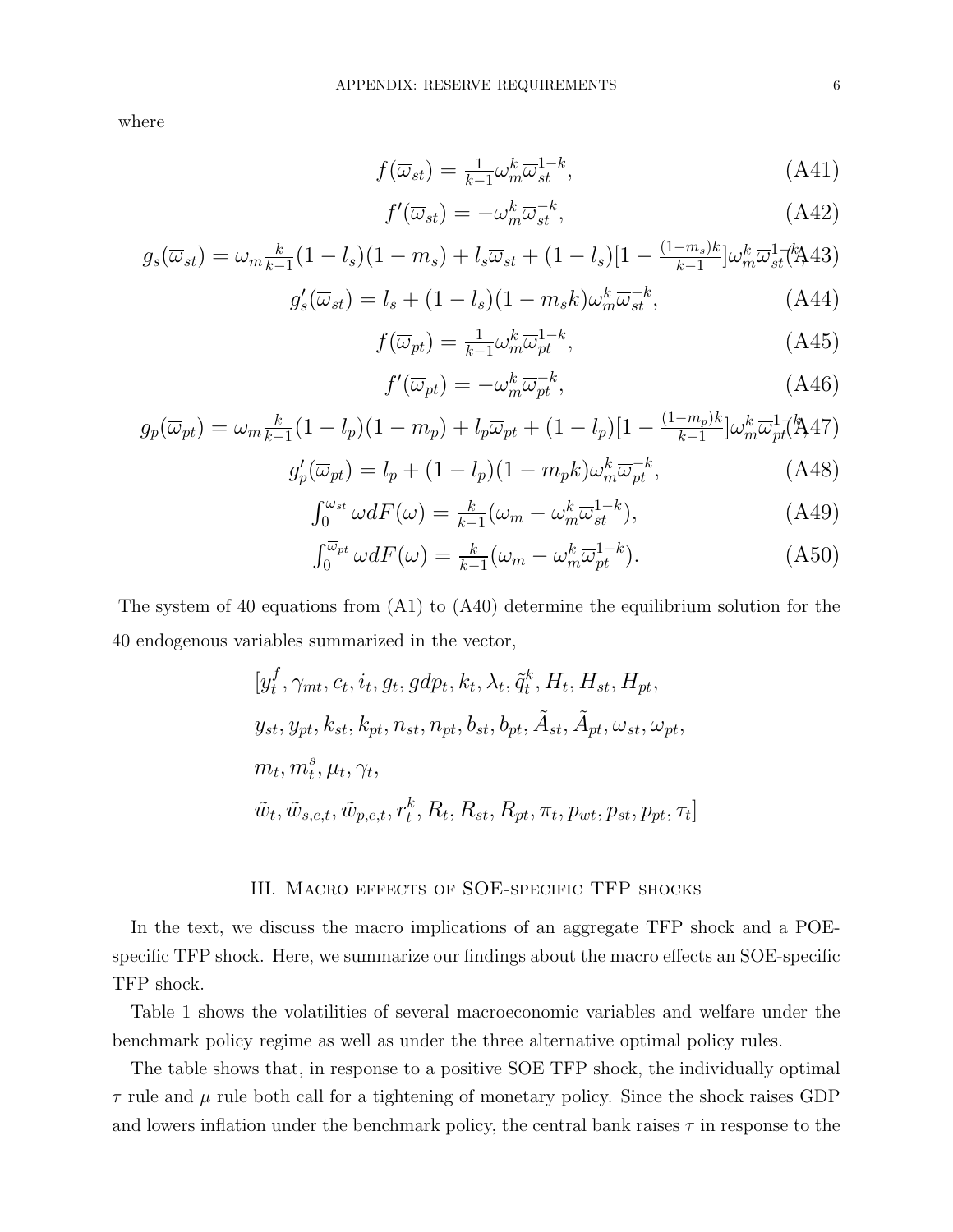where

$$f(\overline{\omega}_{st}) = \tfrac{1}{k-1}\omega_m^k \overline{\omega}_{st}^{1-k}, \tag{A41}$$

$$f'(\overline{\omega}_{st}) = -\omega_m^k \overline{\omega}_{st}^{-k}, \tag{A42}$$

$$g_s(\overline{\omega}_{st}) = \omega_m \tfrac{k}{k-1}(1-l_s)(1-m_s) + l_s \overline{\omega}_{st} + (1-l_s)[1 - \tfrac{(1-m_s)k}{k-1}]\omega_m^k \overline{\omega}_{st}^{1-k}, \tag{A43}$$

$$g_s'(\overline{\omega}_{st}) = l_s + (1-l_s)(1-m_s k)\omega_m^k \overline{\omega}_{st}^{-k}, \tag{A44}$$

$$f(\overline{\omega}_{pt}) = \tfrac{1}{k-1}\omega_m^k \overline{\omega}_{pt}^{1-k}, \tag{A45}$$

$$f'(\overline{\omega}_{pt}) = -\omega_m^k \overline{\omega}_{pt}^{-k}, \tag{A46}$$

$$g_p(\overline{\omega}_{pt}) = \omega_m \tfrac{k}{k-1}(1-l_p)(1-m_p) + l_p \overline{\omega}_{pt} + (1-l_p)[1 - \tfrac{(1-m_p)k}{k-1}]\omega_m^k \overline{\omega}_{pt}^{1-k}, \tag{A47}$$

$$g_p'(\overline{\omega}_{pt}) = l_p + (1-l_p)(1-m_p k)\omega_m^k \overline{\omega}_{pt}^{-k}, \tag{A48}$$

$$\int_0^{\overline{\omega}_{st}} \omega dF(\omega) = \tfrac{k}{k-1}(\omega_m - \omega_m^k \overline{\omega}_{st}^{1-k}), \tag{A49}$$

$$\int_0^{\overline{\omega}_{pt}} \omega dF(\omega) = \tfrac{k}{k-1}(\omega_m - \omega_m^k \overline{\omega}_{pt}^{1-k}). \tag{A50}$$

The system of 40 equations from (A1) to (A40) determine the equilibrium solution for the 40 endogenous variables summarized in the vector,

$$\begin{aligned}
&[y_t^f, \gamma_{mt}, c_t, i_t, g_t, gdp_t, k_t, \lambda_t, \tilde{q}_t^k, H_t, H_{st}, H_{pt},\\
&y_{st}, y_{pt}, k_{st}, k_{pt}, n_{st}, n_{pt}, b_{st}, b_{pt}, \tilde{A}_{st}, \tilde{A}_{pt}, \overline{\omega}_{st}, \overline{\omega}_{pt},\\
&m_t, m_t^s, \mu_t, \gamma_t,\\
&\tilde{w}_t, \tilde{w}_{s,e,t}, \tilde{w}_{p,e,t}, r_t^k, R_t, R_{st}, R_{pt}, \pi_t, p_{wt}, p_{st}, p_{pt}, \tau_t]
\end{aligned}$$

## III. Macro effects of SOE-specific TFP shocks

In the text, we discuss the macro implications of an aggregate TFP shock and a POE-specific TFP shock. Here, we summarize our findings about the macro effects an SOE-specific TFP shock.

Table 1 shows the volatilities of several macroeconomic variables and welfare under the benchmark policy regime as well as under the three alternative optimal policy rules.

The table shows that, in response to a positive SOE TFP shock, the individually optimal $\tau$ rule and $\mu$ rule both call for a tightening of monetary policy. Since the shock raises GDP and lowers inflation under the benchmark policy, the central bank raises $\tau$ in response to the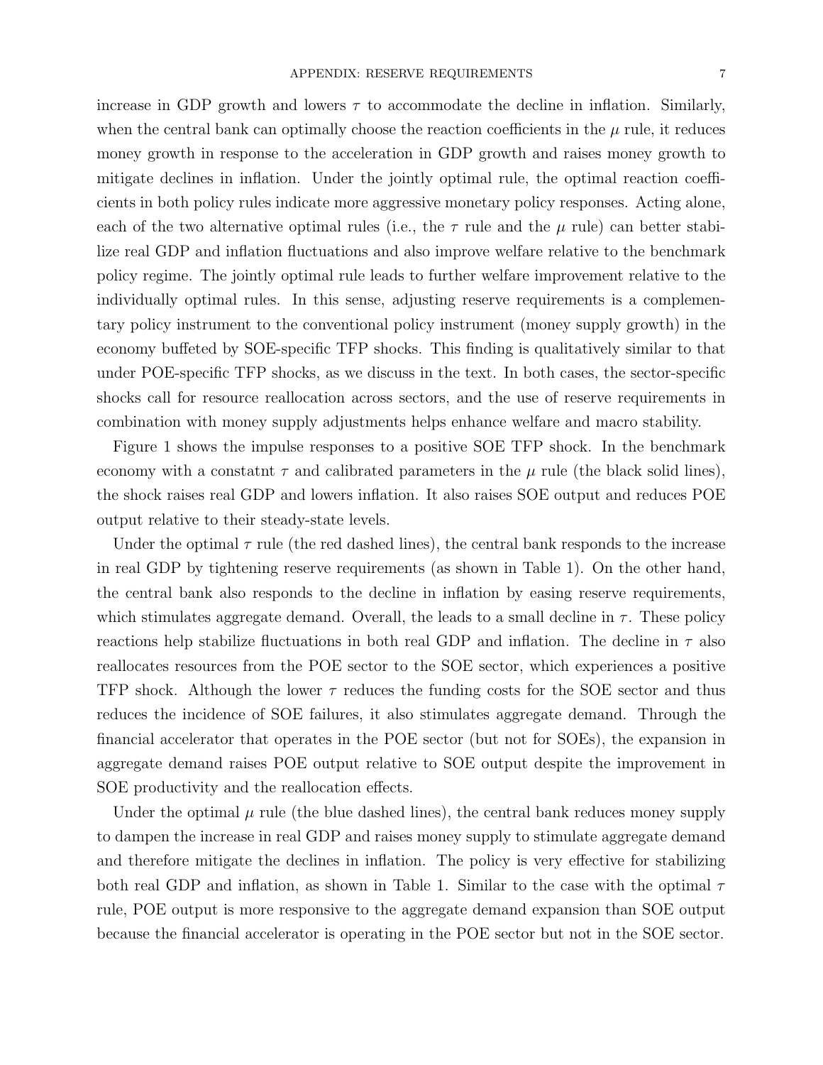increase in GDP growth and lowers $\tau$ to accommodate the decline in inflation. Similarly, when the central bank can optimally choose the reaction coefficients in the $\mu$ rule, it reduces money growth in response to the acceleration in GDP growth and raises money growth to mitigate declines in inflation. Under the jointly optimal rule, the optimal reaction coefficients in both policy rules indicate more aggressive monetary policy responses. Acting alone, each of the two alternative optimal rules (i.e., the $\tau$ rule and the $\mu$ rule) can better stabilize real GDP and inflation fluctuations and also improve welfare relative to the benchmark policy regime. The jointly optimal rule leads to further welfare improvement relative to the individually optimal rules. In this sense, adjusting reserve requirements is a complementary policy instrument to the conventional policy instrument (money supply growth) in the economy buffeted by SOE-specific TFP shocks. This finding is qualitatively similar to that under POE-specific TFP shocks, as we discuss in the text. In both cases, the sector-specific shocks call for resource reallocation across sectors, and the use of reserve requirements in combination with money supply adjustments helps enhance welfare and macro stability.

Figure 1 shows the impulse responses to a positive SOE TFP shock. In the benchmark economy with a constatnt $\tau$ and calibrated parameters in the $\mu$ rule (the black solid lines), the shock raises real GDP and lowers inflation. It also raises SOE output and reduces POE output relative to their steady-state levels.

Under the optimal $\tau$ rule (the red dashed lines), the central bank responds to the increase in real GDP by tightening reserve requirements (as shown in Table 1). On the other hand, the central bank also responds to the decline in inflation by easing reserve requirements, which stimulates aggregate demand. Overall, the leads to a small decline in $\tau$. These policy reactions help stabilize fluctuations in both real GDP and inflation. The decline in $\tau$ also reallocates resources from the POE sector to the SOE sector, which experiences a positive TFP shock. Although the lower $\tau$ reduces the funding costs for the SOE sector and thus reduces the incidence of SOE failures, it also stimulates aggregate demand. Through the financial accelerator that operates in the POE sector (but not for SOEs), the expansion in aggregate demand raises POE output relative to SOE output despite the improvement in SOE productivity and the reallocation effects.

Under the optimal $\mu$ rule (the blue dashed lines), the central bank reduces money supply to dampen the increase in real GDP and raises money supply to stimulate aggregate demand and therefore mitigate the declines in inflation. The policy is very effective for stabilizing both real GDP and inflation, as shown in Table 1. Similar to the case with the optimal $\tau$ rule, POE output is more responsive to the aggregate demand expansion than SOE output because the financial accelerator is operating in the POE sector but not in the SOE sector.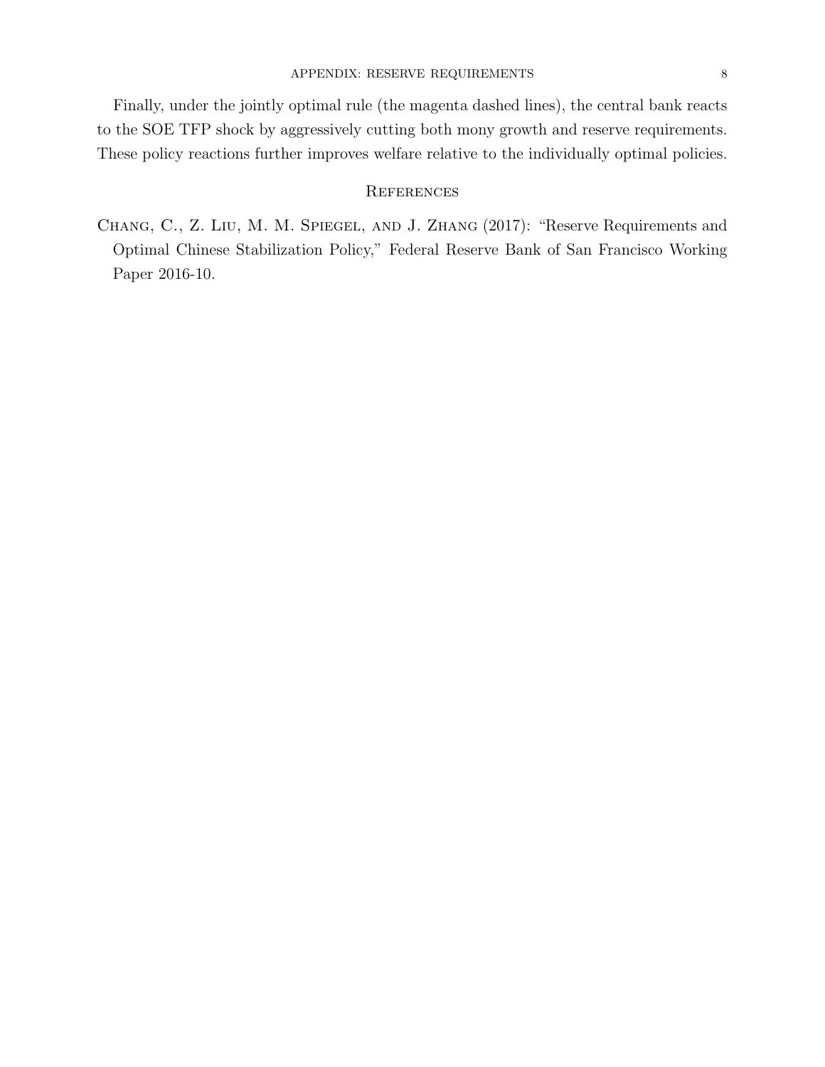Finally, under the jointly optimal rule (the magenta dashed lines), the central bank reacts to the SOE TFP shock by aggressively cutting both mony growth and reserve requirements. These policy reactions further improves welfare relative to the individually optimal policies.

## References

Chang, C., Z. Liu, M. M. Spiegel, and J. Zhang (2017): "Reserve Requirements and Optimal Chinese Stabilization Policy," Federal Reserve Bank of San Francisco Working Paper 2016-10.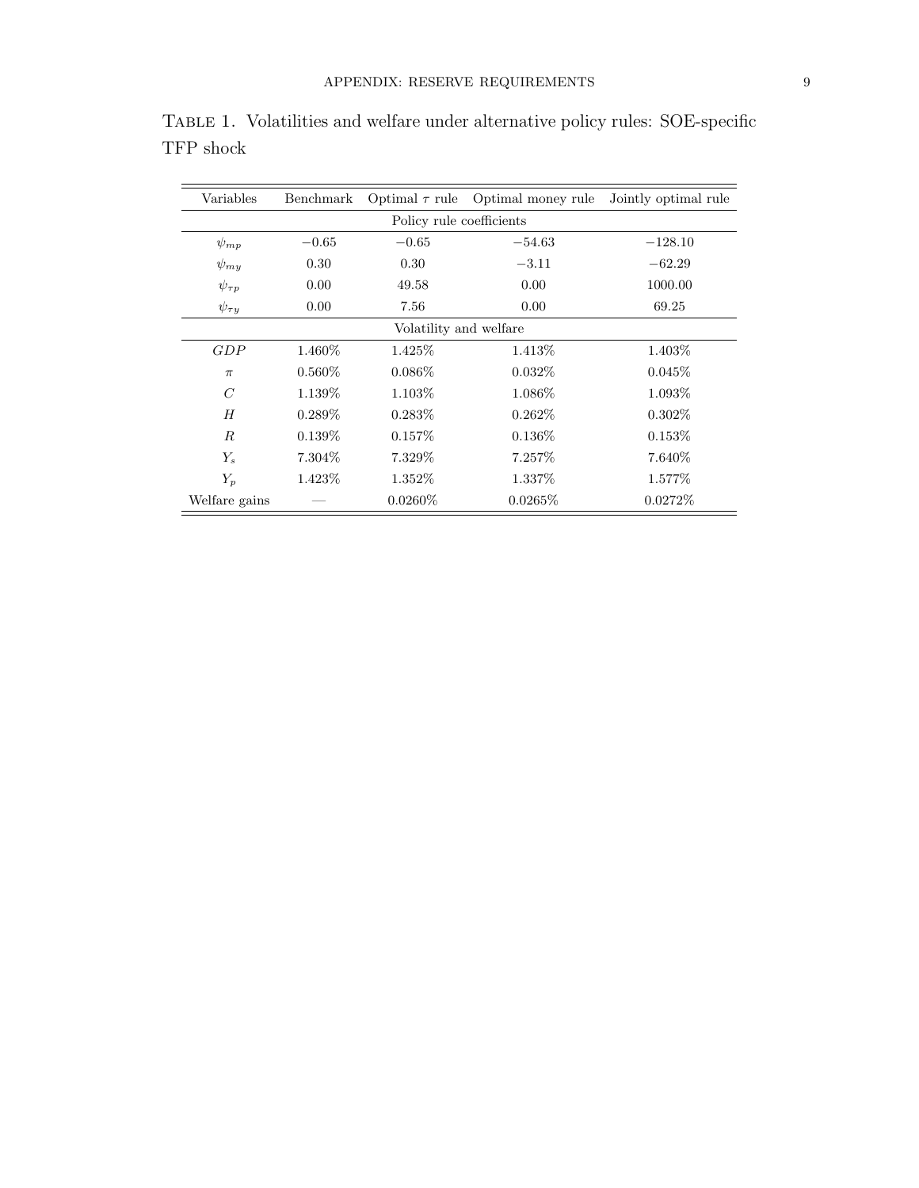TABLE 1. Volatilities and welfare under alternative policy rules: SOE-specific TFP shock

| Variables | Benchmark | Optimal $\tau$ rule | Optimal money rule | Jointly optimal rule |
|---|---|---|---|---|
| Policy rule coefficients | | | | |
| $\psi_{mp}$ | $-0.65$ | $-0.65$ | $-54.63$ | $-128.10$ |
| $\psi_{my}$ | 0.30 | 0.30 | $-3.11$ | $-62.29$ |
| $\psi_{\tau p}$ | 0.00 | 49.58 | 0.00 | 1000.00 |
| $\psi_{\tau y}$ | 0.00 | 7.56 | 0.00 | 69.25 |
| Volatility and welfare | | | | |
| $GDP$ | 1.460% | 1.425% | 1.413% | 1.403% |
| $\pi$ | 0.560% | 0.086% | 0.032% | 0.045% |
| $C$ | 1.139% | 1.103% | 1.086% | 1.093% |
| $H$ | 0.289% | 0.283% | 0.262% | 0.302% |
| $R$ | 0.139% | 0.157% | 0.136% | 0.153% |
| $Y_s$ | 7.304% | 7.329% | 7.257% | 7.640% |
| $Y_p$ | 1.423% | 1.352% | 1.337% | 1.577% |
| Welfare gains | — | 0.0260% | 0.0265% | 0.0272% |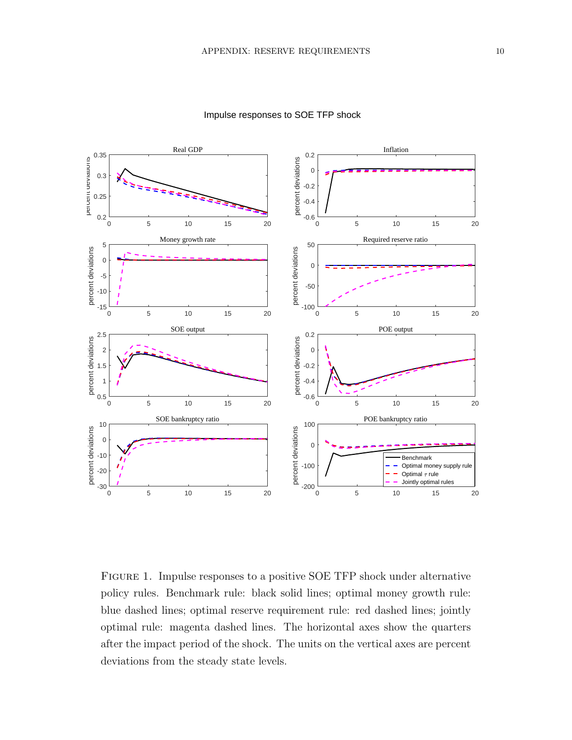Impulse responses to SOE TFP shock

Real GDP

percent deviations

0.35
0.3
0.25
0.2
0
5
10
15
20

Inflation

percent deviations

0.2
0
-0.2
-0.4
-0.6
0
5
10
15
20

Money growth rate

percent deviations

5
0
-5
-10
-15
0
5
10
15
20

Required reserve ratio

percent deviations

50
0
-50
-100
0
5
10
15
20

SOE output

percent deviations

2.5
2
1.5
1
0.5
0
5
10
15
20

POE output

percent deviations

0.2
0
-0.2
-0.4
-0.6
0
5
10
15
20

SOE bankruptcy ratio

percent deviations

10
0
-10
-20
-30
0
5
10
15
20

POE bankruptcy ratio

percent deviations

100
0
-100
-200
0
5
10
15
20

Benchmark

Optimal money supply rule

Optimal $\tau$ rule

Jointly optimal rules

FIGURE 1. Impulse responses to a positive SOE TFP shock under alternative policy rules. Benchmark rule: black solid lines; optimal money growth rule: blue dashed lines; optimal reserve requirement rule: red dashed lines; jointly optimal rule: magenta dashed lines. The horizontal axes show the quarters after the impact period of the shock. The units on the vertical axes are percent deviations from the steady state levels.